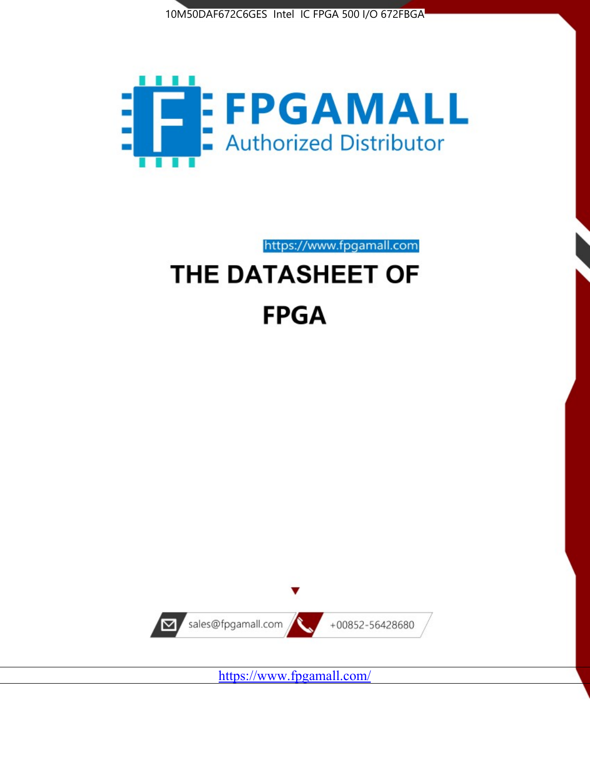10M50DAF672C6GES Intel IC FPGA 500 I/O 672FBGA

FPGAMALL
Authorized Distributor

https://www.fpgamall.com

# THE DATASHEET OF

# FPGA

sales@fpgamall.com

+00852-56428680

https://www.fpgamall.com/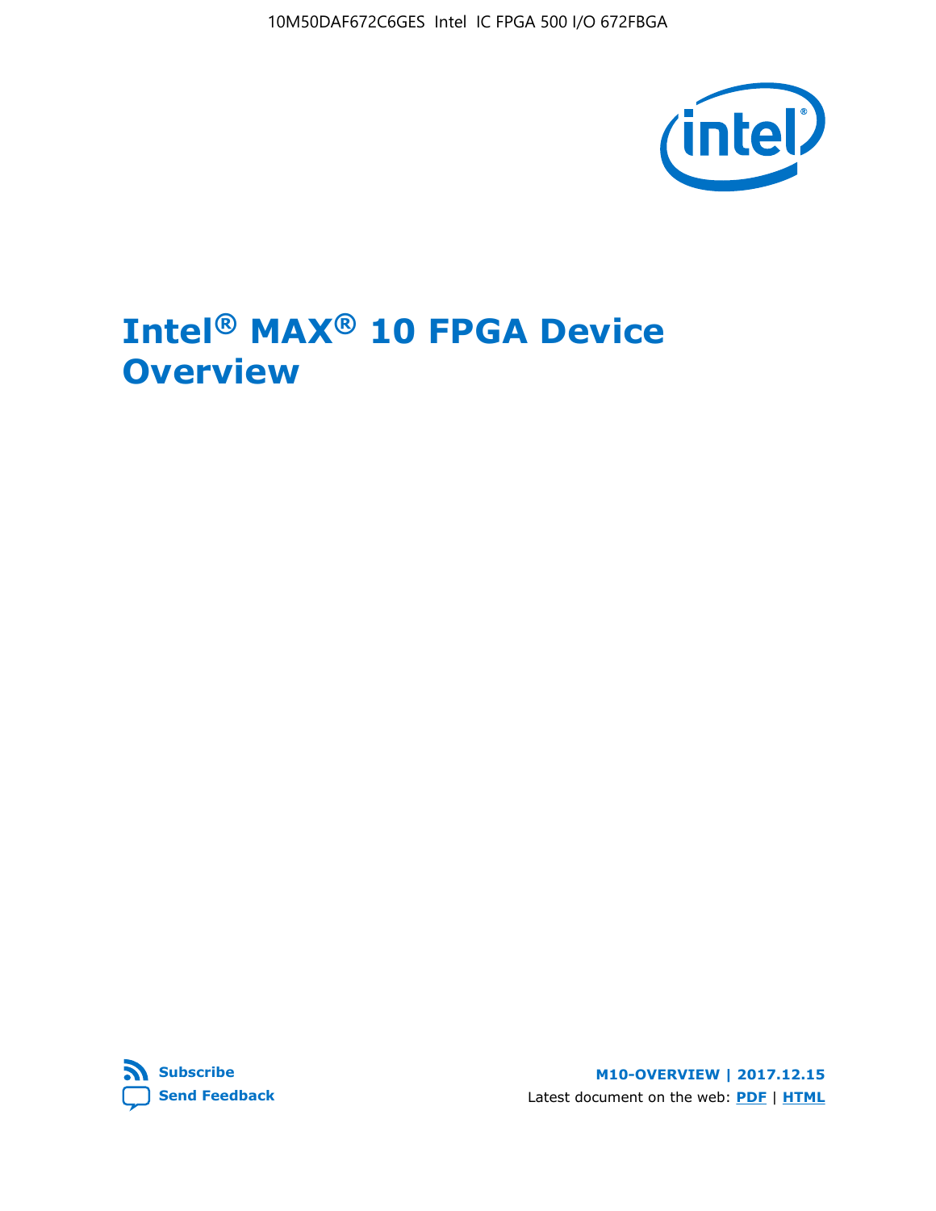# Intel® MAX® 10 FPGA Device Overview

M10-OVERVIEW | 2017.12.15

Latest document on the web: PDF | HTML

Subscribe

Send Feedback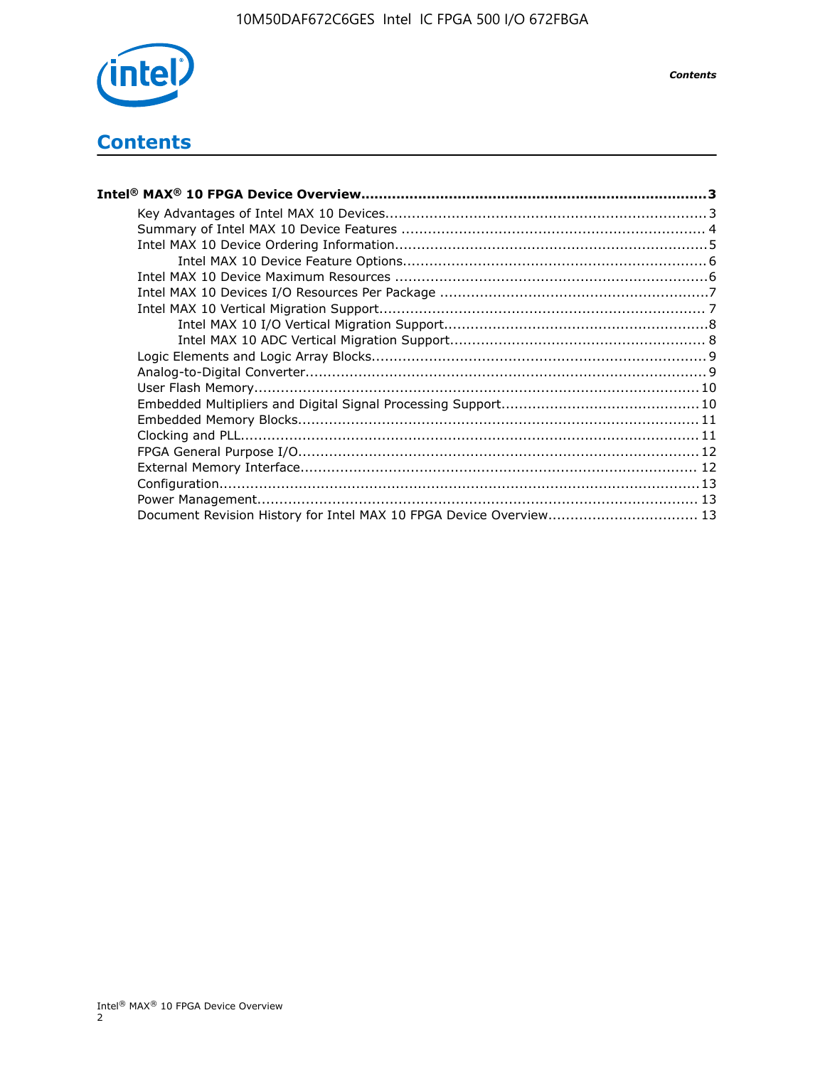# Contents

**Intel® MAX® 10 FPGA Device Overview....................................................................................3**

- Key Advantages of Intel MAX 10 Devices........................................................................3
- Summary of Intel MAX 10 Device Features ....................................................................4
- Intel MAX 10 Device Ordering Information.....................................................................5
    - Intel MAX 10 Device Feature Options.....................................................................6
- Intel MAX 10 Device Maximum Resources ......................................................................6
- Intel MAX 10 Devices I/O Resources Per Package ............................................................7
- Intel MAX 10 Vertical Migration Support.........................................................................7
    - Intel MAX 10 I/O Vertical Migration Support...........................................................8
    - Intel MAX 10 ADC Vertical Migration Support.........................................................8
- Logic Elements and Logic Array Blocks...........................................................................9
- Analog-to-Digital Converter..........................................................................................9
- User Flash Memory....................................................................................................10
- Embedded Multipliers and Digital Signal Processing Support............................................10
- Embedded Memory Blocks..........................................................................................11
- Clocking and PLL.......................................................................................................11
- FPGA General Purpose I/O..........................................................................................12
- External Memory Interface.........................................................................................12
- Configuration............................................................................................................13
- Power Management...................................................................................................13
- Document Revision History for Intel MAX 10 FPGA Device Overview.................................13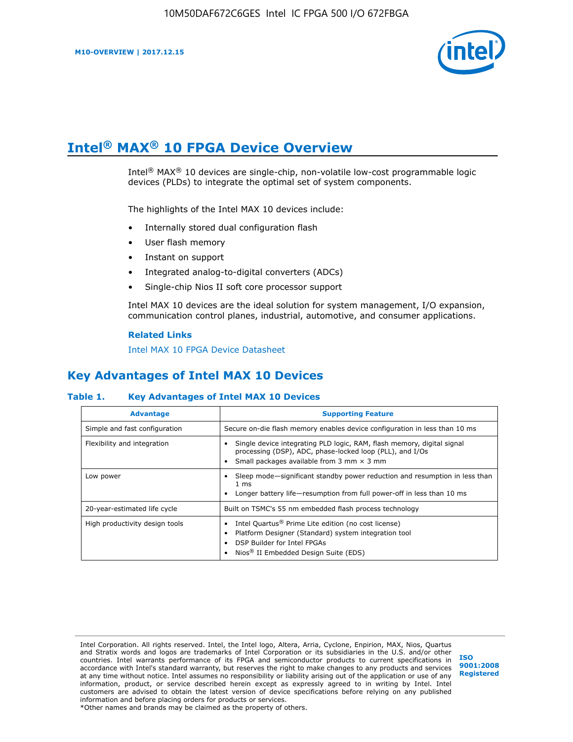# Intel® MAX® 10 FPGA Device Overview

Intel® MAX® 10 devices are single-chip, non-volatile low-cost programmable logic devices (PLDs) to integrate the optimal set of system components.

The highlights of the Intel MAX 10 devices include:

- Internally stored dual configuration flash
- User flash memory
- Instant on support
- Integrated analog-to-digital converters (ADCs)
- Single-chip Nios II soft core processor support

Intel MAX 10 devices are the ideal solution for system management, I/O expansion, communication control planes, industrial, automotive, and consumer applications.

**Related Links**

Intel MAX 10 FPGA Device Datasheet

## Key Advantages of Intel MAX 10 Devices

**Table 1. Key Advantages of Intel MAX 10 Devices**

| Advantage | Supporting Feature |
| --- | --- |
| Simple and fast configuration | Secure on-die flash memory enables device configuration in less than 10 ms |
| Flexibility and integration | • Single device integrating PLD logic, RAM, flash memory, digital signal processing (DSP), ADC, phase-locked loop (PLL), and I/Os<br>• Small packages available from 3 mm × 3 mm |
| Low power | • Sleep mode—significant standby power reduction and resumption in less than 1 ms<br>• Longer battery life—resumption from full power-off in less than 10 ms |
| 20-year-estimated life cycle | Built on TSMC's 55 nm embedded flash process technology |
| High productivity design tools | • Intel Quartus® Prime Lite edition (no cost license)<br>• Platform Designer (Standard) system integration tool<br>• DSP Builder for Intel FPGAs<br>• Nios® II Embedded Design Suite (EDS) |

Intel Corporation. All rights reserved. Intel, the Intel logo, Altera, Arria, Cyclone, Enpirion, MAX, Nios, Quartus and Stratix words and logos are trademarks of Intel Corporation or its subsidiaries in the U.S. and/or other countries. Intel warrants performance of its FPGA and semiconductor products to current specifications in accordance with Intel's standard warranty, but reserves the right to make changes to any products and services at any time without notice. Intel assumes no responsibility or liability arising out of the application or use of any information, product, or service described herein except as expressly agreed to in writing by Intel. Intel customers are advised to obtain the latest version of device specifications before relying on any published information and before placing orders for products or services.
*Other names and brands may be claimed as the property of others.

ISO 9001:2008 Registered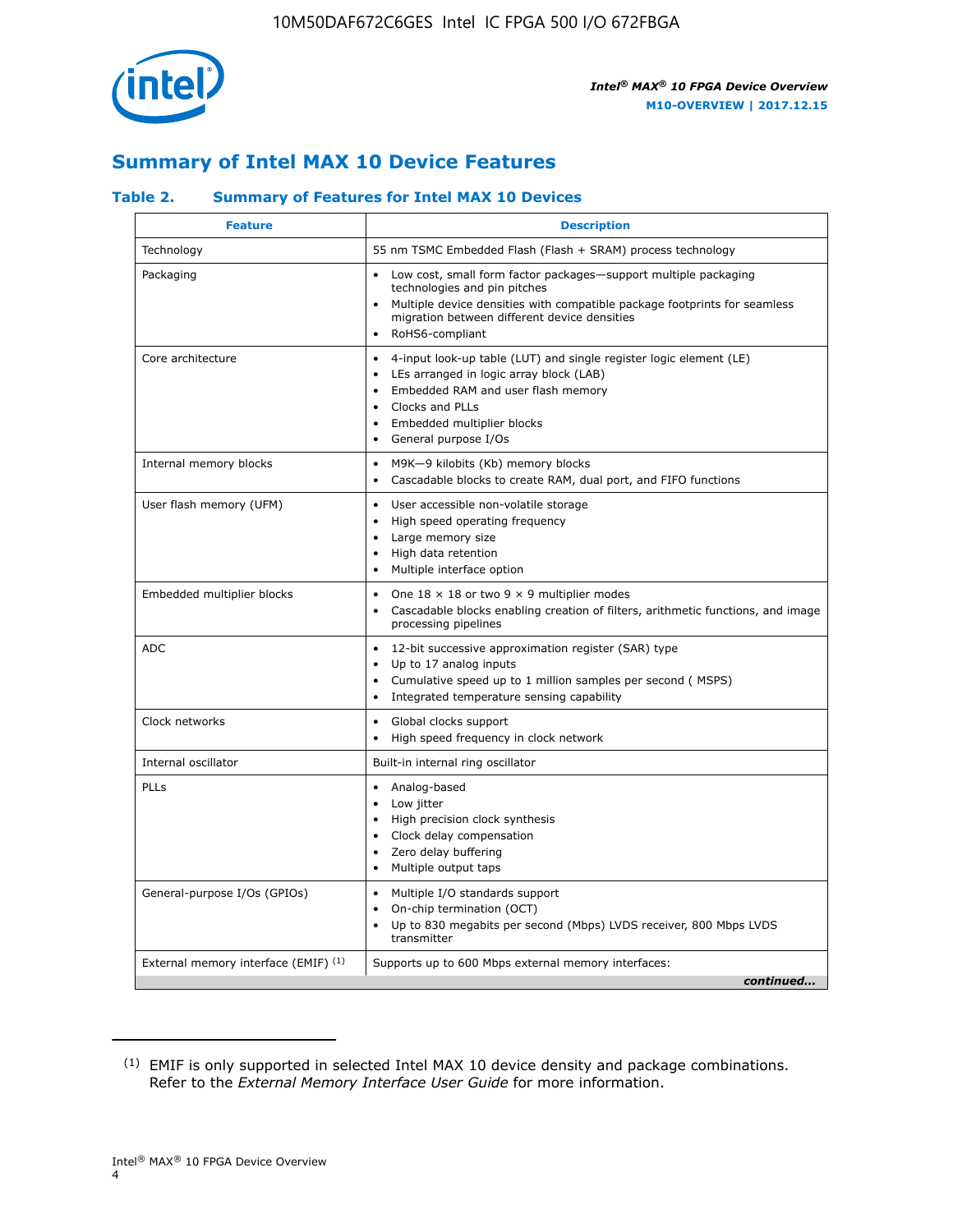## Summary of Intel MAX 10 Device Features

### Table 2. Summary of Features for Intel MAX 10 Devices

| Feature | Description |
|---|---|
| Technology | 55 nm TSMC Embedded Flash (Flash + SRAM) process technology |
| Packaging | • Low cost, small form factor packages—support multiple packaging technologies and pin pitches<br>• Multiple device densities with compatible package footprints for seamless migration between different device densities<br>• RoHS6-compliant |
| Core architecture | • 4-input look-up table (LUT) and single register logic element (LE)<br>• LEs arranged in logic array block (LAB)<br>• Embedded RAM and user flash memory<br>• Clocks and PLLs<br>• Embedded multiplier blocks<br>• General purpose I/Os |
| Internal memory blocks | • M9K—9 kilobits (Kb) memory blocks<br>• Cascadable blocks to create RAM, dual port, and FIFO functions |
| User flash memory (UFM) | • User accessible non-volatile storage<br>• High speed operating frequency<br>• Large memory size<br>• High data retention<br>• Multiple interface option |
| Embedded multiplier blocks | • One 18 × 18 or two 9 × 9 multiplier modes<br>• Cascadable blocks enabling creation of filters, arithmetic functions, and image processing pipelines |
| ADC | • 12-bit successive approximation register (SAR) type<br>• Up to 17 analog inputs<br>• Cumulative speed up to 1 million samples per second ( MSPS)<br>• Integrated temperature sensing capability |
| Clock networks | • Global clocks support<br>• High speed frequency in clock network |
| Internal oscillator | Built-in internal ring oscillator |
| PLLs | • Analog-based<br>• Low jitter<br>• High precision clock synthesis<br>• Clock delay compensation<br>• Zero delay buffering<br>• Multiple output taps |
| General-purpose I/Os (GPIOs) | • Multiple I/O standards support<br>• On-chip termination (OCT)<br>• Up to 830 megabits per second (Mbps) LVDS receiver, 800 Mbps LVDS transmitter |
| External memory interface (EMIF) [(1)] | Supports up to 600 Mbps external memory interfaces: |

*continued...*

(1) EMIF is only supported in selected Intel MAX 10 device density and package combinations. Refer to the *External Memory Interface User Guide* for more information.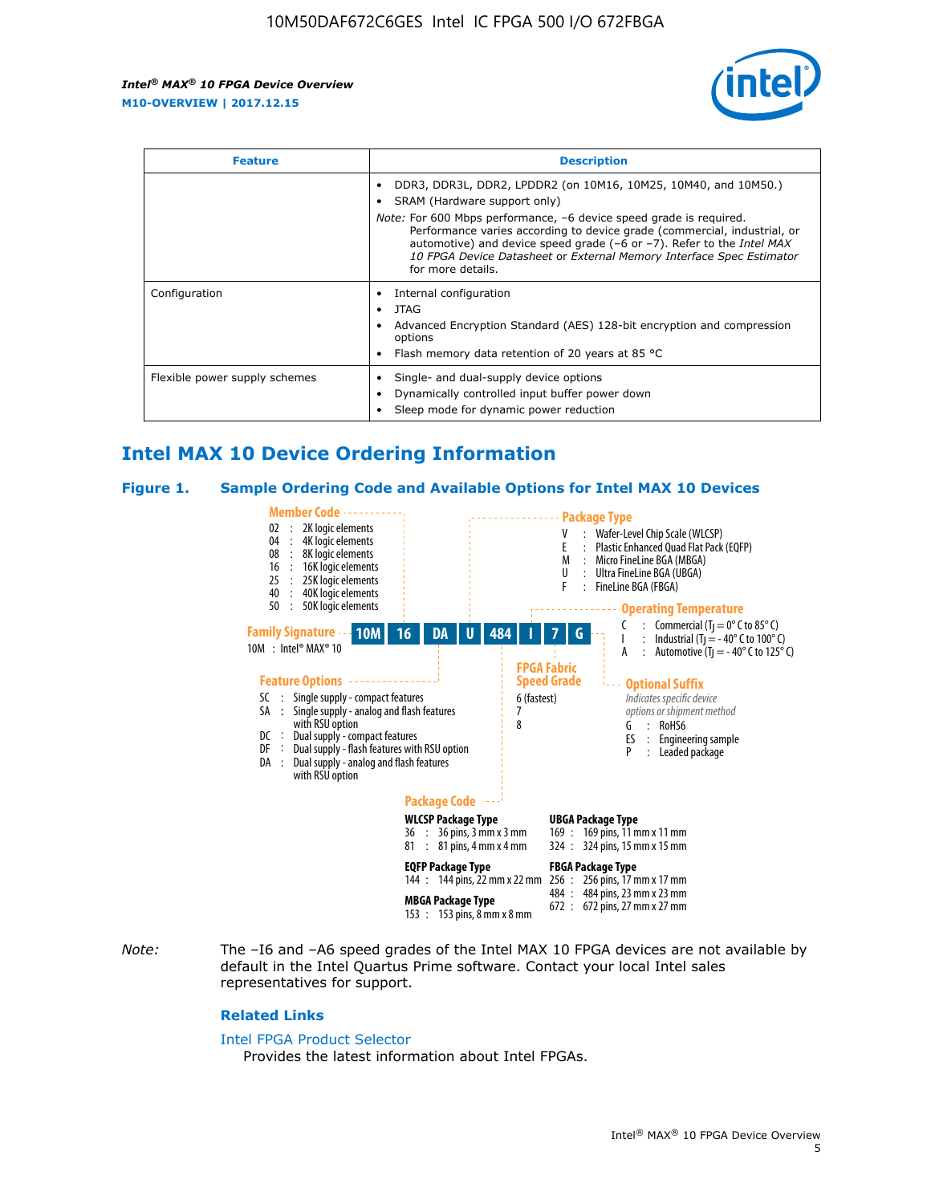| Feature | Description |
| --- | --- |
| | • DDR3, DDR3L, DDR2, LPDDR2 (on 10M16, 10M25, 10M40, and 10M50.)<br>• SRAM (Hardware support only)<br>*Note:* For 600 Mbps performance, –6 device speed grade is required. Performance varies according to device grade (commercial, industrial, or automotive) and device speed grade (–6 or –7). Refer to the *Intel MAX 10 FPGA Device Datasheet* or *External Memory Interface Spec Estimator* for more details. |
| Configuration | • Internal configuration<br>• JTAG<br>• Advanced Encryption Standard (AES) 128-bit encryption and compression options<br>• Flash memory data retention of 20 years at 85 °C |
| Flexible power supply schemes | • Single- and dual-supply device options<br>• Dynamically controlled input buffer power down<br>• Sleep mode for dynamic power reduction |

## Intel MAX 10 Device Ordering Information

### Figure 1. Sample Ordering Code and Available Options for Intel MAX 10 Devices

Sample ordering code: **10M 16 DA U 484 I 7 G**

**Family Signature**
10M : Intel® MAX® 10

**Member Code**
- 02 : 2K logic elements
- 04 : 4K logic elements
- 08 : 8K logic elements
- 16 : 16K logic elements
- 25 : 25K logic elements
- 40 : 40K logic elements
- 50 : 50K logic elements

**Feature Options**
- SC : Single supply - compact features
- SA : Single supply - analog and flash features with RSU option
- DC : Dual supply - compact features
- DF : Dual supply - flash features with RSU option
- DA : Dual supply - analog and flash features with RSU option

**Package Type**
- V : Wafer-Level Chip Scale (WLCSP)
- E : Plastic Enhanced Quad Flat Pack (EQFP)
- M : Micro FineLine BGA (MBGA)
- U : Ultra FineLine BGA (UBGA)
- F : FineLine BGA (FBGA)

**Package Code**

WLCSP Package Type
- 36 : 36 pins, 3 mm x 3 mm
- 81 : 81 pins, 4 mm x 4 mm

EQFP Package Type
- 144 : 144 pins, 22 mm x 22 mm

MBGA Package Type
- 153 : 153 pins, 8 mm x 8 mm

UBGA Package Type
- 169 : 169 pins, 11 mm x 11 mm
- 324 : 324 pins, 15 mm x 15 mm

FBGA Package Type
- 256 : 256 pins, 17 mm x 17 mm
- 484 : 484 pins, 23 mm x 23 mm
- 672 : 672 pins, 27 mm x 27 mm

**Operating Temperature**
- C : Commercial ($T_J$ = 0° C to 85° C)
- I : Industrial ($T_J$ = - 40° C to 100° C)
- A : Automotive ($T_J$ = - 40° C to 125° C)

**FPGA Fabric Speed Grade**
- 6 (fastest)
- 7
- 8

**Optional Suffix**
*Indicates specific device options or shipment method*
- G : RoHS6
- ES : Engineering sample
- P : Leaded package

*Note:* The –I6 and –A6 speed grades of the Intel MAX 10 FPGA devices are not available by default in the Intel Quartus Prime software. Contact your local Intel sales representatives for support.

### Related Links

Intel FPGA Product Selector
Provides the latest information about Intel FPGAs.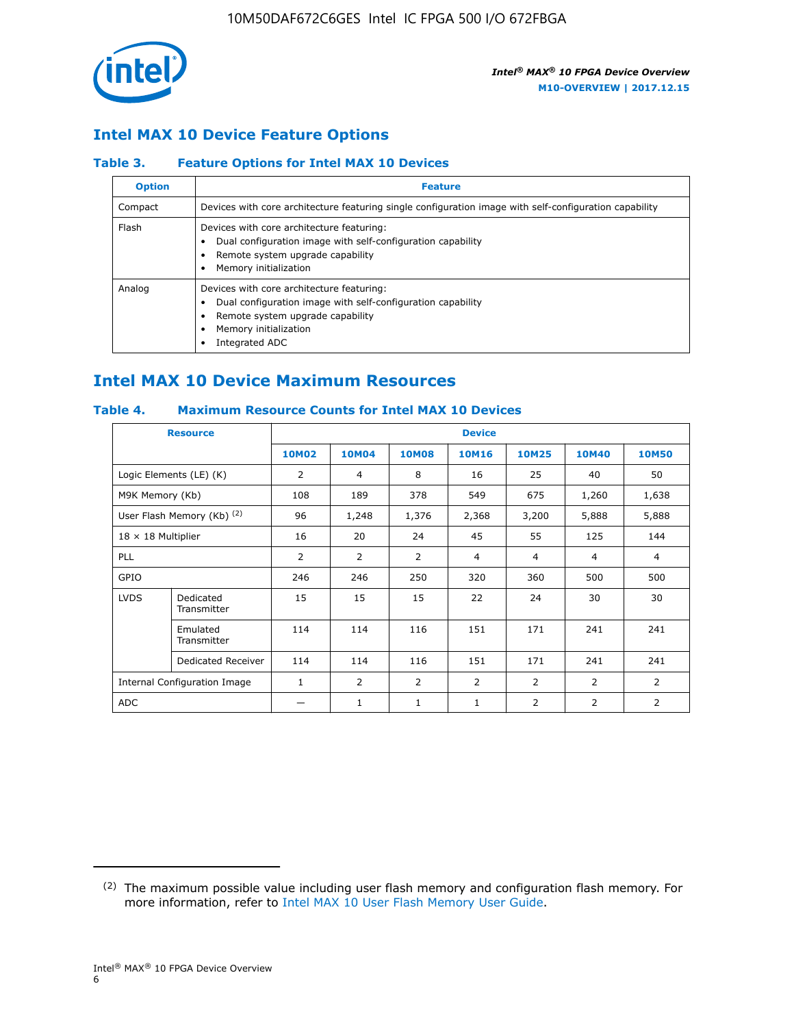## Intel MAX 10 Device Feature Options

### Table 3. Feature Options for Intel MAX 10 Devices

| Option | Feature |
| --- | --- |
| Compact | Devices with core architecture featuring single configuration image with self-configuration capability |
| Flash | Devices with core architecture featuring:<br>• Dual configuration image with self-configuration capability<br>• Remote system upgrade capability<br>• Memory initialization |
| Analog | Devices with core architecture featuring:<br>• Dual configuration image with self-configuration capability<br>• Remote system upgrade capability<br>• Memory initialization<br>• Integrated ADC |

## Intel MAX 10 Device Maximum Resources

### Table 4. Maximum Resource Counts for Intel MAX 10 Devices

| Resource | | Device | | | | | | |
| --- | --- | --- | --- | --- | --- | --- | --- | --- |
| | | 10M02 | 10M04 | 10M08 | 10M16 | 10M25 | 10M40 | 10M50 |
| Logic Elements (LE) (K) | | 2 | 4 | 8 | 16 | 25 | 40 | 50 |
| M9K Memory (Kb) | | 108 | 189 | 378 | 549 | 675 | 1,260 | 1,638 |
| User Flash Memory (Kb) (2) | | 96 | 1,248 | 1,376 | 2,368 | 3,200 | 5,888 | 5,888 |
| 18 × 18 Multiplier | | 16 | 20 | 24 | 45 | 55 | 125 | 144 |
| PLL | | 2 | 2 | 2 | 4 | 4 | 4 | 4 |
| GPIO | | 246 | 246 | 250 | 320 | 360 | 500 | 500 |
| LVDS | Dedicated Transmitter | 15 | 15 | 15 | 22 | 24 | 30 | 30 |
| | Emulated Transmitter | 114 | 114 | 116 | 151 | 171 | 241 | 241 |
| | Dedicated Receiver | 114 | 114 | 116 | 151 | 171 | 241 | 241 |
| Internal Configuration Image | | 1 | 2 | 2 | 2 | 2 | 2 | 2 |
| ADC | | — | 1 | 1 | 1 | 2 | 2 | 2 |

(2) The maximum possible value including user flash memory and configuration flash memory. For more information, refer to Intel MAX 10 User Flash Memory User Guide.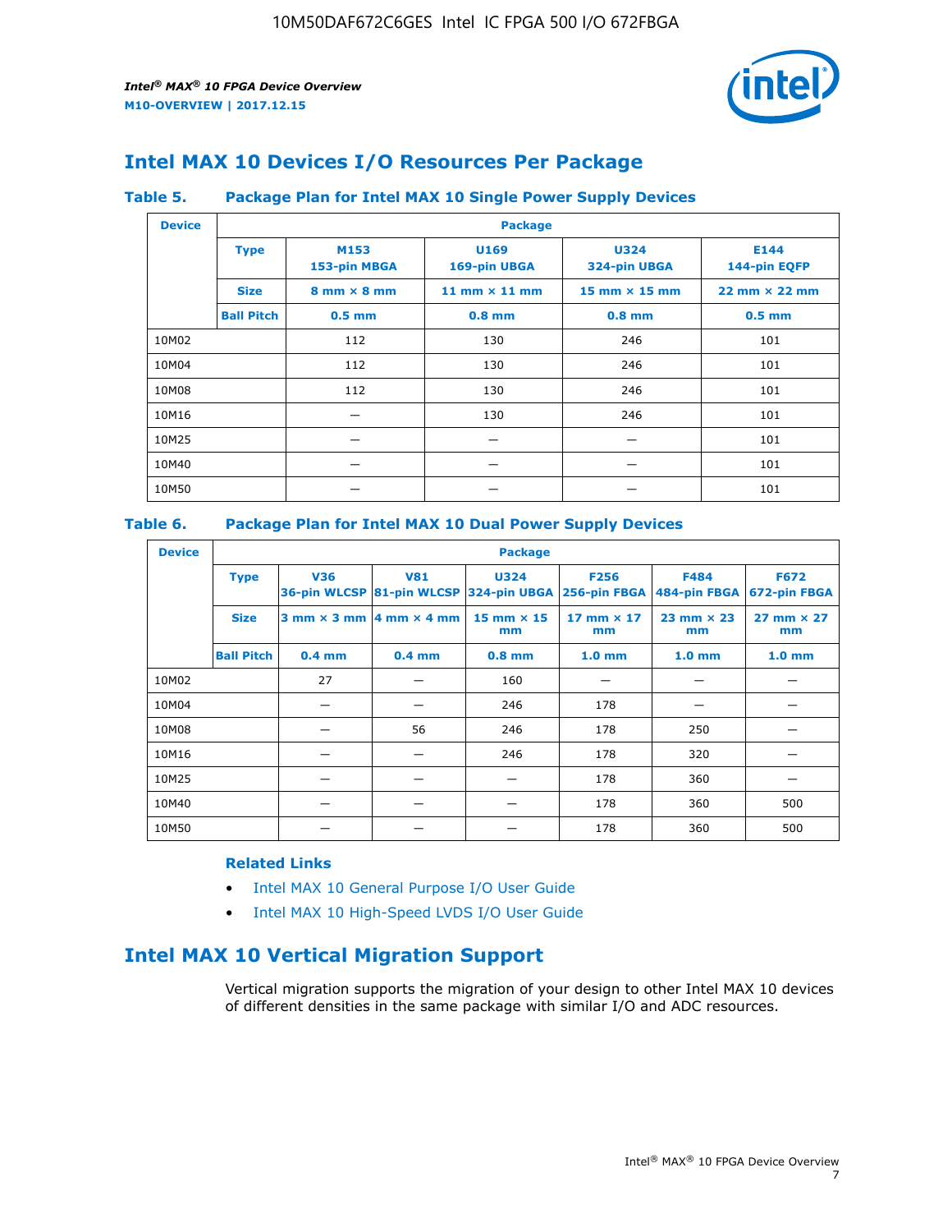## Intel MAX 10 Devices I/O Resources Per Package

**Table 5. Package Plan for Intel MAX 10 Single Power Supply Devices**

| Device | Package | | | | |
|---|---|---|---|---|---|
| | **Type** | **M153 153-pin MBGA** | **U169 169-pin UBGA** | **U324 324-pin UBGA** | **E144 144-pin EQFP** |
| | **Size** | **8 mm × 8 mm** | **11 mm × 11 mm** | **15 mm × 15 mm** | **22 mm × 22 mm** |
| | **Ball Pitch** | **0.5 mm** | **0.8 mm** | **0.8 mm** | **0.5 mm** |
| 10M02 | | 112 | 130 | 246 | 101 |
| 10M04 | | 112 | 130 | 246 | 101 |
| 10M08 | | 112 | 130 | 246 | 101 |
| 10M16 | | — | 130 | 246 | 101 |
| 10M25 | | — | — | — | 101 |
| 10M40 | | — | — | — | 101 |
| 10M50 | | — | — | — | 101 |

**Table 6. Package Plan for Intel MAX 10 Dual Power Supply Devices**

| Device | Package | | | | | | |
|---|---|---|---|---|---|---|---|
| | **Type** | **V36 36-pin WLCSP** | **V81 81-pin WLCSP** | **U324 324-pin UBGA** | **F256 256-pin FBGA** | **F484 484-pin FBGA** | **F672 672-pin FBGA** |
| | **Size** | **3 mm × 3 mm** | **4 mm × 4 mm** | **15 mm × 15 mm** | **17 mm × 17 mm** | **23 mm × 23 mm** | **27 mm × 27 mm** |
| | **Ball Pitch** | **0.4 mm** | **0.4 mm** | **0.8 mm** | **1.0 mm** | **1.0 mm** | **1.0 mm** |
| 10M02 | | 27 | — | 160 | — | — | — |
| 10M04 | | — | — | 246 | 178 | — | — |
| 10M08 | | — | 56 | 246 | 178 | 250 | — |
| 10M16 | | — | — | 246 | 178 | 320 | — |
| 10M25 | | — | — | — | 178 | 360 | — |
| 10M40 | | — | — | — | 178 | 360 | 500 |
| 10M50 | | — | — | — | 178 | 360 | 500 |

**Related Links**

- Intel MAX 10 General Purpose I/O User Guide
- Intel MAX 10 High-Speed LVDS I/O User Guide

## Intel MAX 10 Vertical Migration Support

Vertical migration supports the migration of your design to other Intel MAX 10 devices of different densities in the same package with similar I/O and ADC resources.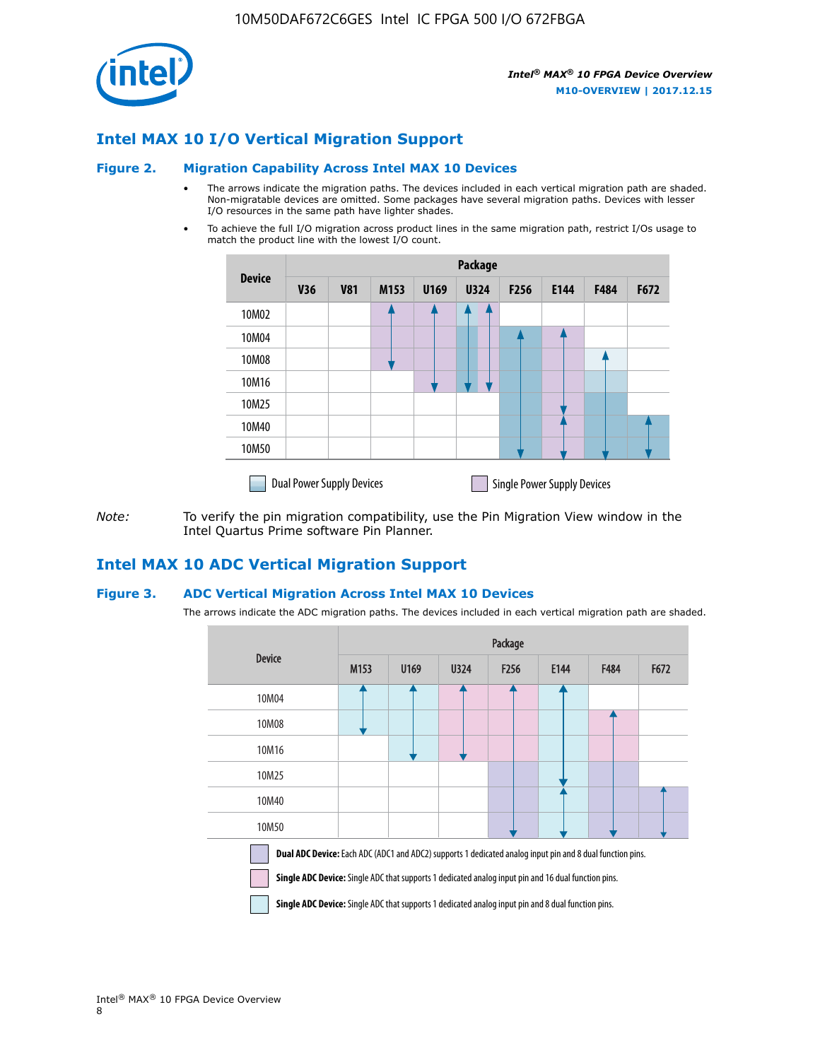## Intel MAX 10 I/O Vertical Migration Support

### Figure 2. Migration Capability Across Intel MAX 10 Devices

- The arrows indicate the migration paths. The devices included in each vertical migration path are shaded. Non-migratable devices are omitted. Some packages have several migration paths. Devices with lesser I/O resources in the same path have lighter shades.
- To achieve the full I/O migration across product lines in the same migration path, restrict I/Os usage to match the product line with the lowest I/O count.

| Device | Package | | | | | | | | |
|---|---|---|---|---|---|---|---|---|---|
| | V36 | V81 | M153 | U169 | U324 | F256 | E144 | F484 | F672 |
| 10M02 | | | | | | | | | |
| 10M04 | | | | | | | | | |
| 10M08 | | | | | | | | | |
| 10M16 | | | | | | | | | |
| 10M25 | | | | | | | | | |
| 10M40 | | | | | | | | | |
| 10M50 | | | | | | | | | |

Dual Power Supply Devices    Single Power Supply Devices

*Note:* To verify the pin migration compatibility, use the Pin Migration View window in the Intel Quartus Prime software Pin Planner.

## Intel MAX 10 ADC Vertical Migration Support

### Figure 3. ADC Vertical Migration Across Intel MAX 10 Devices

The arrows indicate the ADC migration paths. The devices included in each vertical migration path are shaded.

| Device | Package | | | | | | |
|---|---|---|---|---|---|---|---|
| | M153 | U169 | U324 | F256 | E144 | F484 | F672 |
| 10M04 | | | | | | | |
| 10M08 | | | | | | | |
| 10M16 | | | | | | | |
| 10M25 | | | | | | | |
| 10M40 | | | | | | | |
| 10M50 | | | | | | | |

**Dual ADC Device:** Each ADC (ADC1 and ADC2) supports 1 dedicated analog input pin and 8 dual function pins.

**Single ADC Device:** Single ADC that supports 1 dedicated analog input pin and 16 dual function pins.

**Single ADC Device:** Single ADC that supports 1 dedicated analog input pin and 8 dual function pins.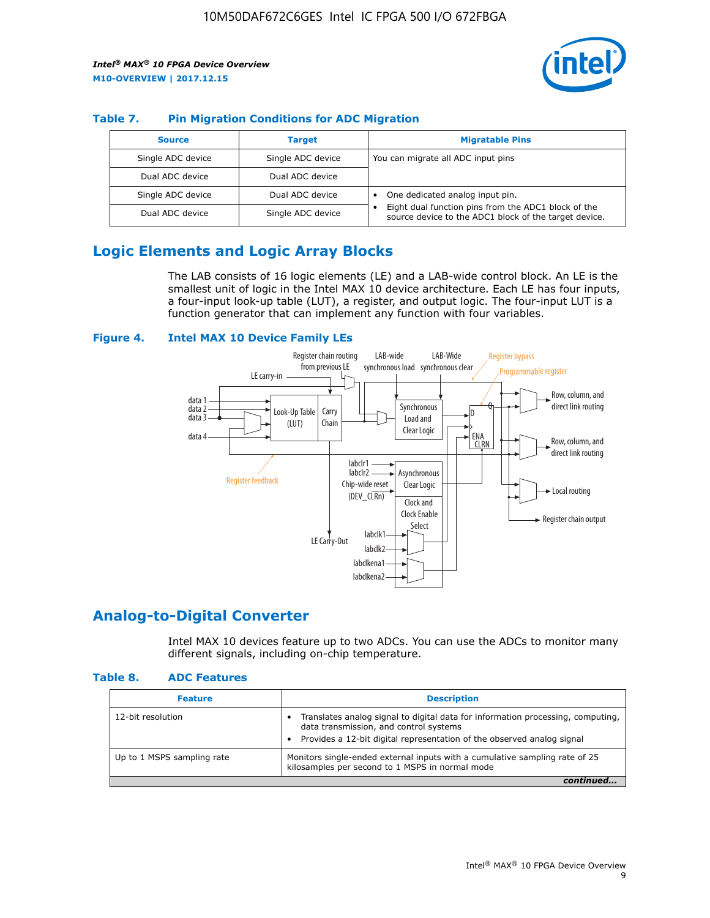## Table 7. Pin Migration Conditions for ADC Migration

| Source | Target | Migratable Pins |
| --- | --- | --- |
| Single ADC device | Single ADC device | You can migrate all ADC input pins |
| Dual ADC device | Dual ADC device | |
| Single ADC device | Dual ADC device | • One dedicated analog input pin. • Eight dual function pins from the ADC1 block of the source device to the ADC1 block of the target device. |
| Dual ADC device | Single ADC device | |

## Logic Elements and Logic Array Blocks

The LAB consists of 16 logic elements (LE) and a LAB-wide control block. An LE is the smallest unit of logic in the Intel MAX 10 device architecture. Each LE has four inputs, a four-input look-up table (LUT), a register, and output logic. The four-input LUT is a function generator that can implement any function with four variables.

**Figure 4. Intel MAX 10 Device Family LEs**

## Analog-to-Digital Converter

Intel MAX 10 devices feature up to two ADCs. You can use the ADCs to monitor many different signals, including on-chip temperature.

## Table 8. ADC Features

| Feature | Description |
| --- | --- |
| 12-bit resolution | • Translates analog signal to digital data for information processing, computing, data transmission, and control systems • Provides a 12-bit digital representation of the observed analog signal |
| Up to 1 MSPS sampling rate | Monitors single-ended external inputs with a cumulative sampling rate of 25 kilosamples per second to 1 MSPS in normal mode |

*continued...*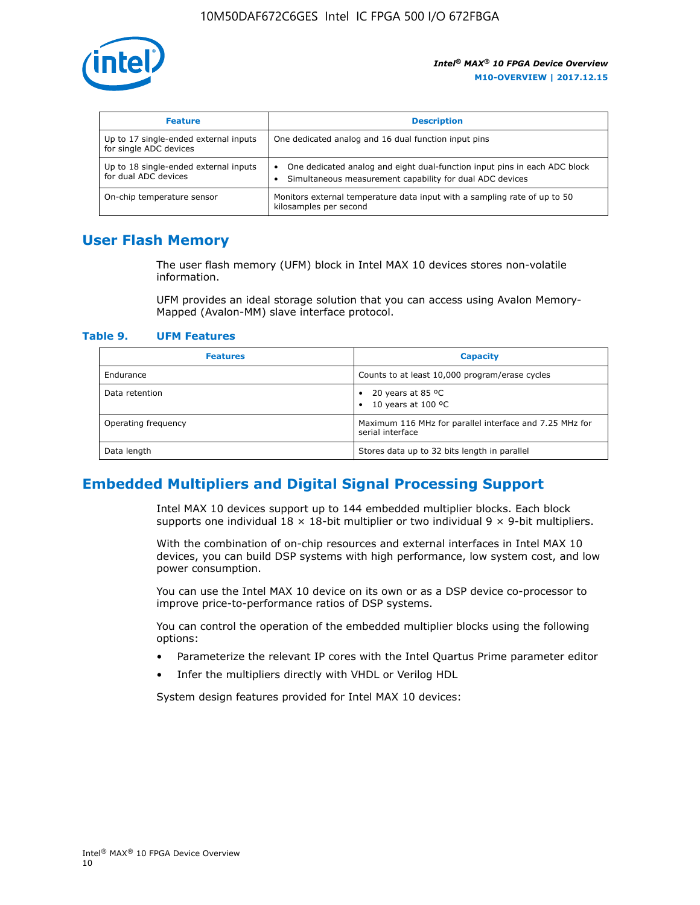| Feature | Description |
| --- | --- |
| Up to 17 single-ended external inputs for single ADC devices | One dedicated analog and 16 dual function input pins |
| Up to 18 single-ended external inputs for dual ADC devices | • One dedicated analog and eight dual-function input pins in each ADC block<br>• Simultaneous measurement capability for dual ADC devices |
| On-chip temperature sensor | Monitors external temperature data input with a sampling rate of up to 50 kilosamples per second |

## User Flash Memory

The user flash memory (UFM) block in Intel MAX 10 devices stores non-volatile information.

UFM provides an ideal storage solution that you can access using Avalon Memory-Mapped (Avalon-MM) slave interface protocol.

**Table 9. UFM Features**

| Features | Capacity |
| --- | --- |
| Endurance | Counts to at least 10,000 program/erase cycles |
| Data retention | • 20 years at 85 ºC<br>• 10 years at 100 ºC |
| Operating frequency | Maximum 116 MHz for parallel interface and 7.25 MHz for serial interface |
| Data length | Stores data up to 32 bits length in parallel |

## Embedded Multipliers and Digital Signal Processing Support

Intel MAX 10 devices support up to 144 embedded multiplier blocks. Each block supports one individual 18 × 18-bit multiplier or two individual 9 × 9-bit multipliers.

With the combination of on-chip resources and external interfaces in Intel MAX 10 devices, you can build DSP systems with high performance, low system cost, and low power consumption.

You can use the Intel MAX 10 device on its own or as a DSP device co-processor to improve price-to-performance ratios of DSP systems.

You can control the operation of the embedded multiplier blocks using the following options:

- Parameterize the relevant IP cores with the Intel Quartus Prime parameter editor
- Infer the multipliers directly with VHDL or Verilog HDL

System design features provided for Intel MAX 10 devices: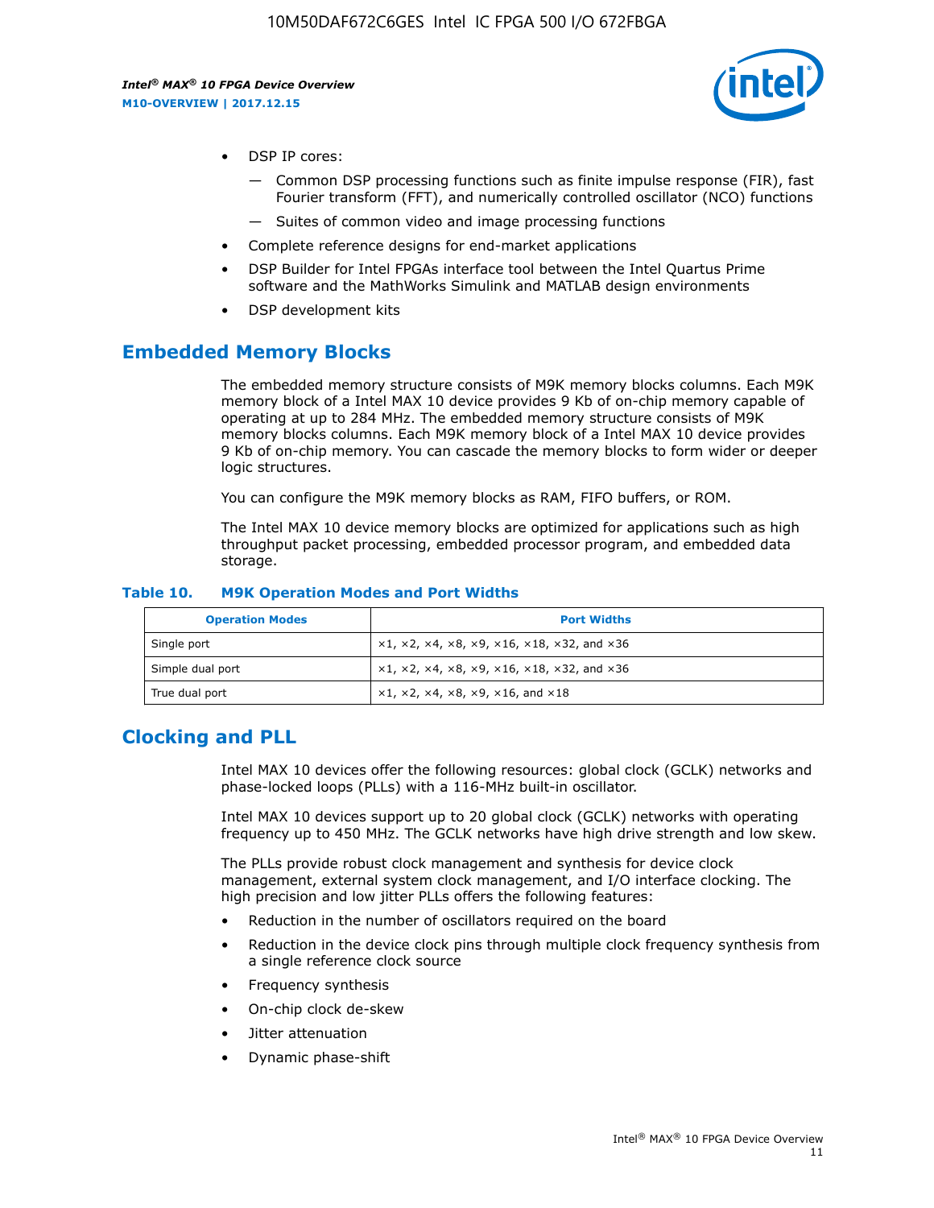- DSP IP cores:
  - — Common DSP processing functions such as finite impulse response (FIR), fast Fourier transform (FFT), and numerically controlled oscillator (NCO) functions
  - — Suites of common video and image processing functions
- Complete reference designs for end-market applications
- DSP Builder for Intel FPGAs interface tool between the Intel Quartus Prime software and the MathWorks Simulink and MATLAB design environments
- DSP development kits

## Embedded Memory Blocks

The embedded memory structure consists of M9K memory blocks columns. Each M9K memory block of a Intel MAX 10 device provides 9 Kb of on-chip memory capable of operating at up to 284 MHz. The embedded memory structure consists of M9K memory blocks columns. Each M9K memory block of a Intel MAX 10 device provides 9 Kb of on-chip memory. You can cascade the memory blocks to form wider or deeper logic structures.

You can configure the M9K memory blocks as RAM, FIFO buffers, or ROM.

The Intel MAX 10 device memory blocks are optimized for applications such as high throughput packet processing, embedded processor program, and embedded data storage.

**Table 10. M9K Operation Modes and Port Widths**

| Operation Modes | Port Widths |
| --- | --- |
| Single port | ×1, ×2, ×4, ×8, ×9, ×16, ×18, ×32, and ×36 |
| Simple dual port | ×1, ×2, ×4, ×8, ×9, ×16, ×18, ×32, and ×36 |
| True dual port | ×1, ×2, ×4, ×8, ×9, ×16, and ×18 |

## Clocking and PLL

Intel MAX 10 devices offer the following resources: global clock (GCLK) networks and phase-locked loops (PLLs) with a 116-MHz built-in oscillator.

Intel MAX 10 devices support up to 20 global clock (GCLK) networks with operating frequency up to 450 MHz. The GCLK networks have high drive strength and low skew.

The PLLs provide robust clock management and synthesis for device clock management, external system clock management, and I/O interface clocking. The high precision and low jitter PLLs offers the following features:

- Reduction in the number of oscillators required on the board
- Reduction in the device clock pins through multiple clock frequency synthesis from a single reference clock source
- Frequency synthesis
- On-chip clock de-skew
- Jitter attenuation
- Dynamic phase-shift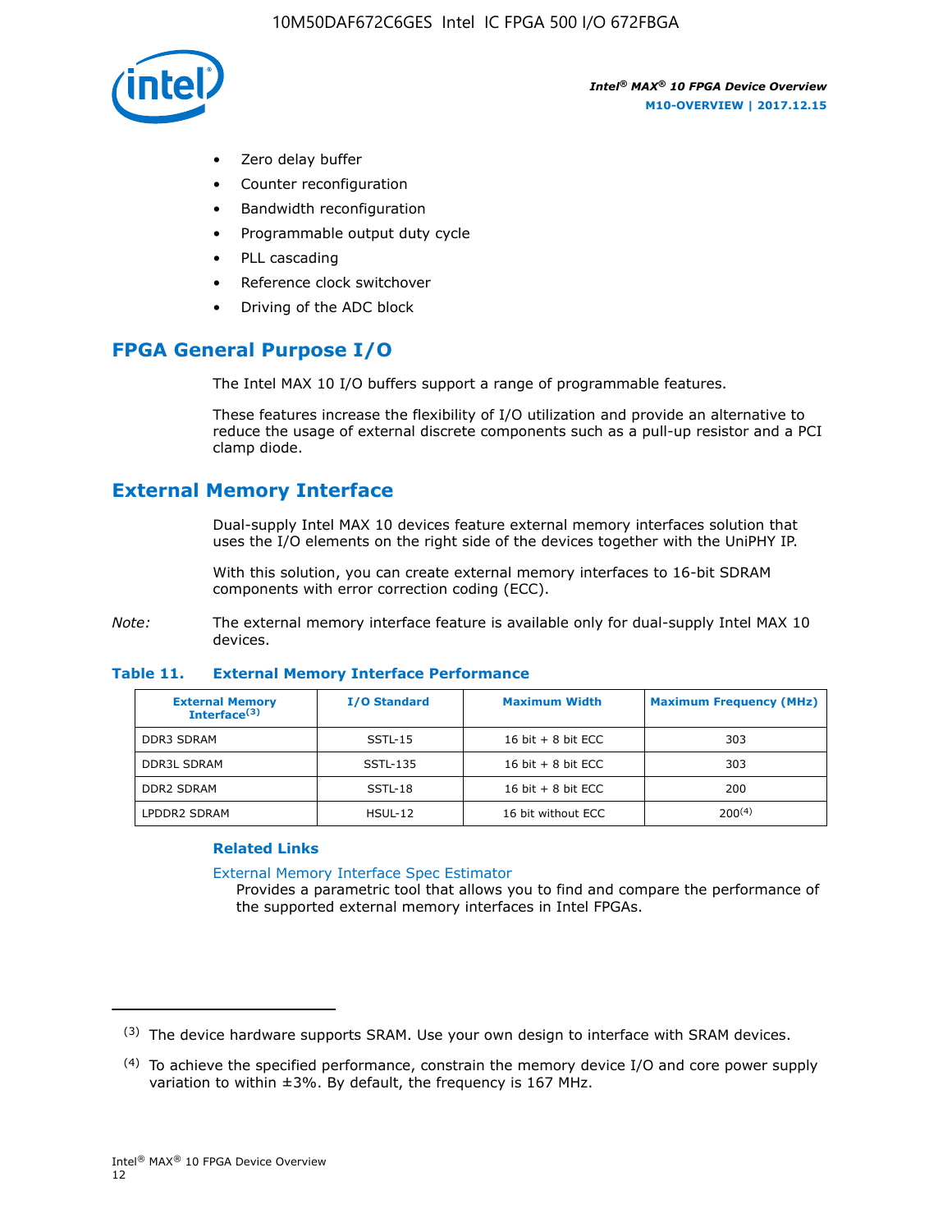- Zero delay buffer
- Counter reconfiguration
- Bandwidth reconfiguration
- Programmable output duty cycle
- PLL cascading
- Reference clock switchover
- Driving of the ADC block

## FPGA General Purpose I/O

The Intel MAX 10 I/O buffers support a range of programmable features.

These features increase the flexibility of I/O utilization and provide an alternative to reduce the usage of external discrete components such as a pull-up resistor and a PCI clamp diode.

## External Memory Interface

Dual-supply Intel MAX 10 devices feature external memory interfaces solution that uses the I/O elements on the right side of the devices together with the UniPHY IP.

With this solution, you can create external memory interfaces to 16-bit SDRAM components with error correction coding (ECC).

*Note:* The external memory interface feature is available only for dual-supply Intel MAX 10 devices.

**Table 11. External Memory Interface Performance**

| External Memory Interface[(3)] | I/O Standard | Maximum Width | Maximum Frequency (MHz) |
|---|---|---|---|
| DDR3 SDRAM | SSTL-15 | 16 bit + 8 bit ECC | 303 |
| DDR3L SDRAM | SSTL-135 | 16 bit + 8 bit ECC | 303 |
| DDR2 SDRAM | SSTL-18 | 16 bit + 8 bit ECC | 200 |
| LPDDR2 SDRAM | HSUL-12 | 16 bit without ECC | 200[(4)] |

### Related Links

External Memory Interface Spec Estimator
Provides a parametric tool that allows you to find and compare the performance of the supported external memory interfaces in Intel FPGAs.

---

(3) The device hardware supports SRAM. Use your own design to interface with SRAM devices.

(4) To achieve the specified performance, constrain the memory device I/O and core power supply variation to within ±3%. By default, the frequency is 167 MHz.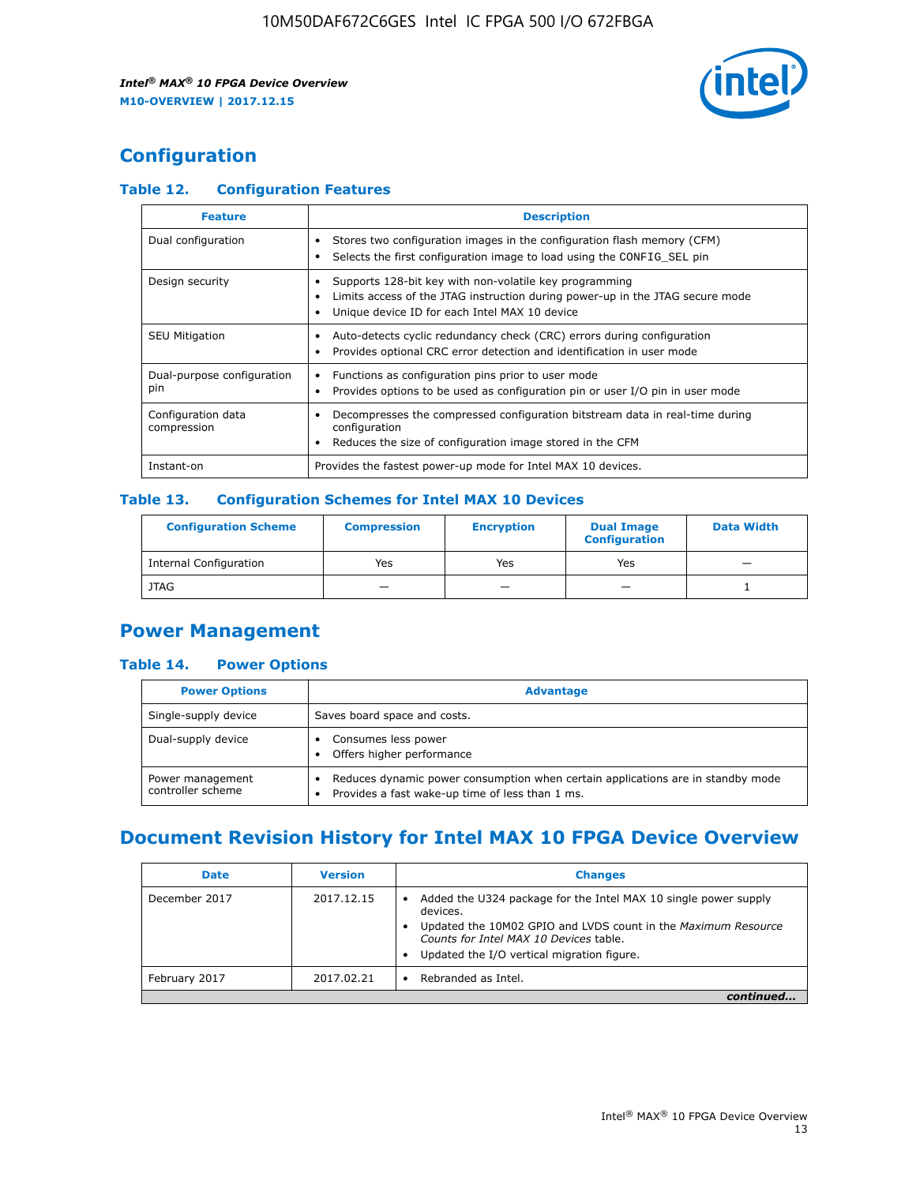# Configuration

### Table 12. Configuration Features

| Feature | Description |
| --- | --- |
| Dual configuration | • Stores two configuration images in the configuration flash memory (CFM)<br>• Selects the first configuration image to load using the CONFIG_SEL pin |
| Design security | • Supports 128-bit key with non-volatile key programming<br>• Limits access of the JTAG instruction during power-up in the JTAG secure mode<br>• Unique device ID for each Intel MAX 10 device |
| SEU Mitigation | • Auto-detects cyclic redundancy check (CRC) errors during configuration<br>• Provides optional CRC error detection and identification in user mode |
| Dual-purpose configuration pin | • Functions as configuration pins prior to user mode<br>• Provides options to be used as configuration pin or user I/O pin in user mode |
| Configuration data compression | • Decompresses the compressed configuration bitstream data in real-time during configuration<br>• Reduces the size of configuration image stored in the CFM |
| Instant-on | Provides the fastest power-up mode for Intel MAX 10 devices. |

### Table 13. Configuration Schemes for Intel MAX 10 Devices

| Configuration Scheme | Compression | Encryption | Dual Image Configuration | Data Width |
| --- | --- | --- | --- | --- |
| Internal Configuration | Yes | Yes | Yes | — |
| JTAG | — | — | — | 1 |

# Power Management

### Table 14. Power Options

| Power Options | Advantage |
| --- | --- |
| Single-supply device | Saves board space and costs. |
| Dual-supply device | • Consumes less power<br>• Offers higher performance |
| Power management controller scheme | • Reduces dynamic power consumption when certain applications are in standby mode<br>• Provides a fast wake-up time of less than 1 ms. |

# Document Revision History for Intel MAX 10 FPGA Device Overview

| Date | Version | Changes |
| --- | --- | --- |
| December 2017 | 2017.12.15 | • Added the U324 package for the Intel MAX 10 single power supply devices.<br>• Updated the 10M02 GPIO and LVDS count in the *Maximum Resource Counts for Intel MAX 10 Devices* table.<br>• Updated the I/O vertical migration figure. |
| February 2017 | 2017.02.21 | • Rebranded as Intel. |

*continued...*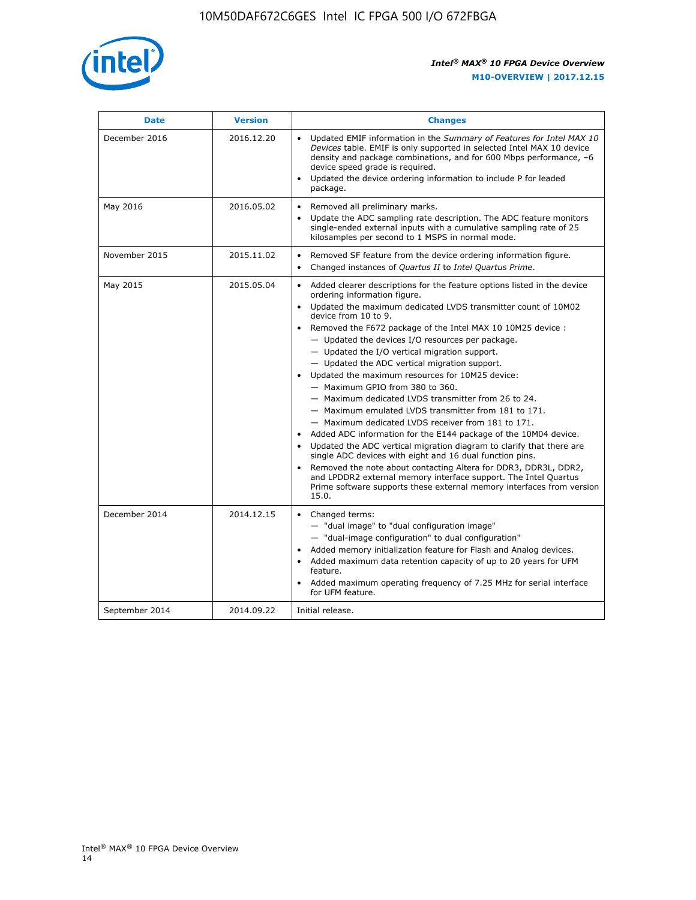| Date | Version | Changes |
|---|---|---|
| December 2016 | 2016.12.20 | • Updated EMIF information in the *Summary of Features for Intel MAX 10 Devices* table. EMIF is only supported in selected Intel MAX 10 device density and package combinations, and for 600 Mbps performance, –6 device speed grade is required.<br>• Updated the device ordering information to include P for leaded package. |
| May 2016 | 2016.05.02 | • Removed all preliminary marks.<br>• Update the ADC sampling rate description. The ADC feature monitors single-ended external inputs with a cumulative sampling rate of 25 kilosamples per second to 1 MSPS in normal mode. |
| November 2015 | 2015.11.02 | • Removed SF feature from the device ordering information figure.<br>• Changed instances of *Quartus II* to *Intel Quartus Prime*. |
| May 2015 | 2015.05.04 | • Added clearer descriptions for the feature options listed in the device ordering information figure.<br>• Updated the maximum dedicated LVDS transmitter count of 10M02 device from 10 to 9.<br>• Removed the F672 package of the Intel MAX 10 10M25 device :<br>— Updated the devices I/O resources per package.<br>— Updated the I/O vertical migration support.<br>— Updated the ADC vertical migration support.<br>• Updated the maximum resources for 10M25 device:<br>— Maximum GPIO from 380 to 360.<br>— Maximum dedicated LVDS transmitter from 26 to 24.<br>— Maximum emulated LVDS transmitter from 181 to 171.<br>— Maximum dedicated LVDS receiver from 181 to 171.<br>• Added ADC information for the E144 package of the 10M04 device.<br>• Updated the ADC vertical migration diagram to clarify that there are single ADC devices with eight and 16 dual function pins.<br>• Removed the note about contacting Altera for DDR3, DDR3L, DDR2, and LPDDR2 external memory interface support. The Intel Quartus Prime software supports these external memory interfaces from version 15.0. |
| December 2014 | 2014.12.15 | • Changed terms:<br>— "dual image" to "dual configuration image"<br>— "dual-image configuration" to dual configuration"<br>• Added memory initialization feature for Flash and Analog devices.<br>• Added maximum data retention capacity of up to 20 years for UFM feature.<br>• Added maximum operating frequency of 7.25 MHz for serial interface for UFM feature. |
| September 2014 | 2014.09.22 | Initial release. |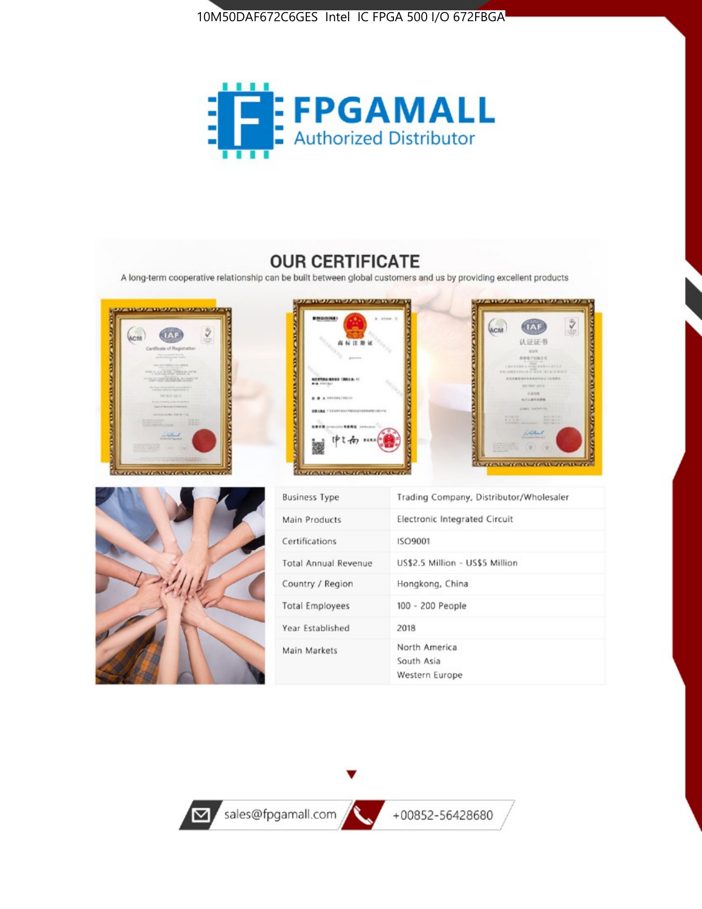FPGAMALL

Authorized Distributor

## OUR CERTIFICATE

A long-term cooperative relationship can be built between global customers and us by providing excellent products

| | |
|---|---|
| Business Type | Trading Company, Distributor/Wholesaler |
| Main Products | Electronic Integrated Circuit |
| Certifications | ISO9001 |
| Total Annual Revenue | US$2.5 Million - US$5 Million |
| Country / Region | Hongkong, China |
| Total Employees | 100 - 200 People |
| Year Established | 2018 |
| Main Markets | North America<br>South Asia<br>Western Europe |

sales@fpgamall.com

+00852-56428680